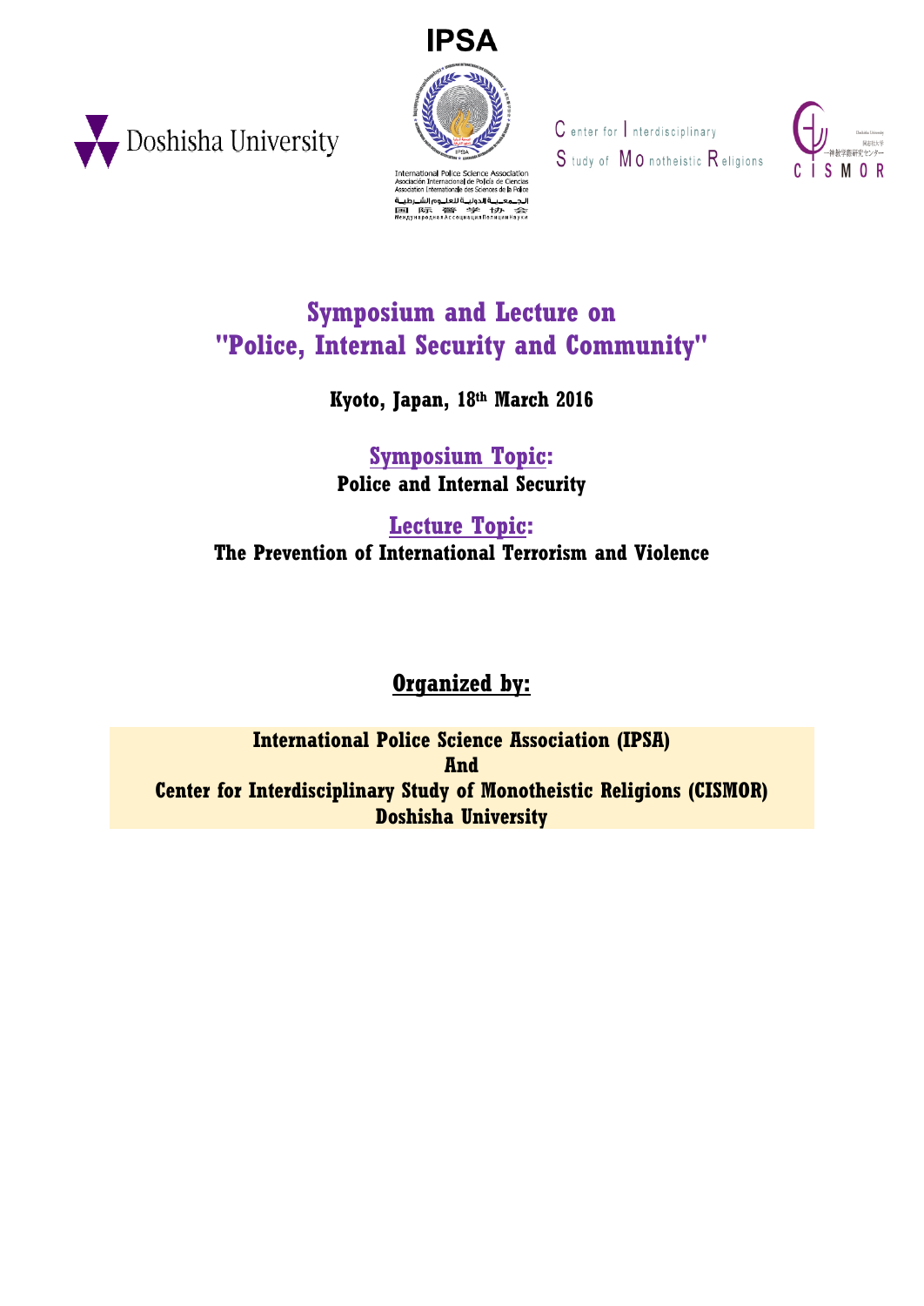IPSA

Doshisha University

International Police Science Association
Asociación Internacional de Policía de Ciencias
Association Internationale des Sciences de la Police
الجمعية الدولية للعلوم الشرطية
国際警学協会
Международная Ассоциация Полиции Науки

Center for Interdisciplinary Study of Monotheistic Religions

CISMOR

# Symposium and Lecture on "Police, Internal Security and Community"

**Kyoto, Japan, 18th March 2016**

## Symposium Topic:

**Police and Internal Security**

## Lecture Topic:

**The Prevention of International Terrorism and Violence**

## Organized by:

**International Police Science Association (IPSA)**
**And**
**Center for Interdisciplinary Study of Monotheistic Religions (CISMOR)**
**Doshisha University**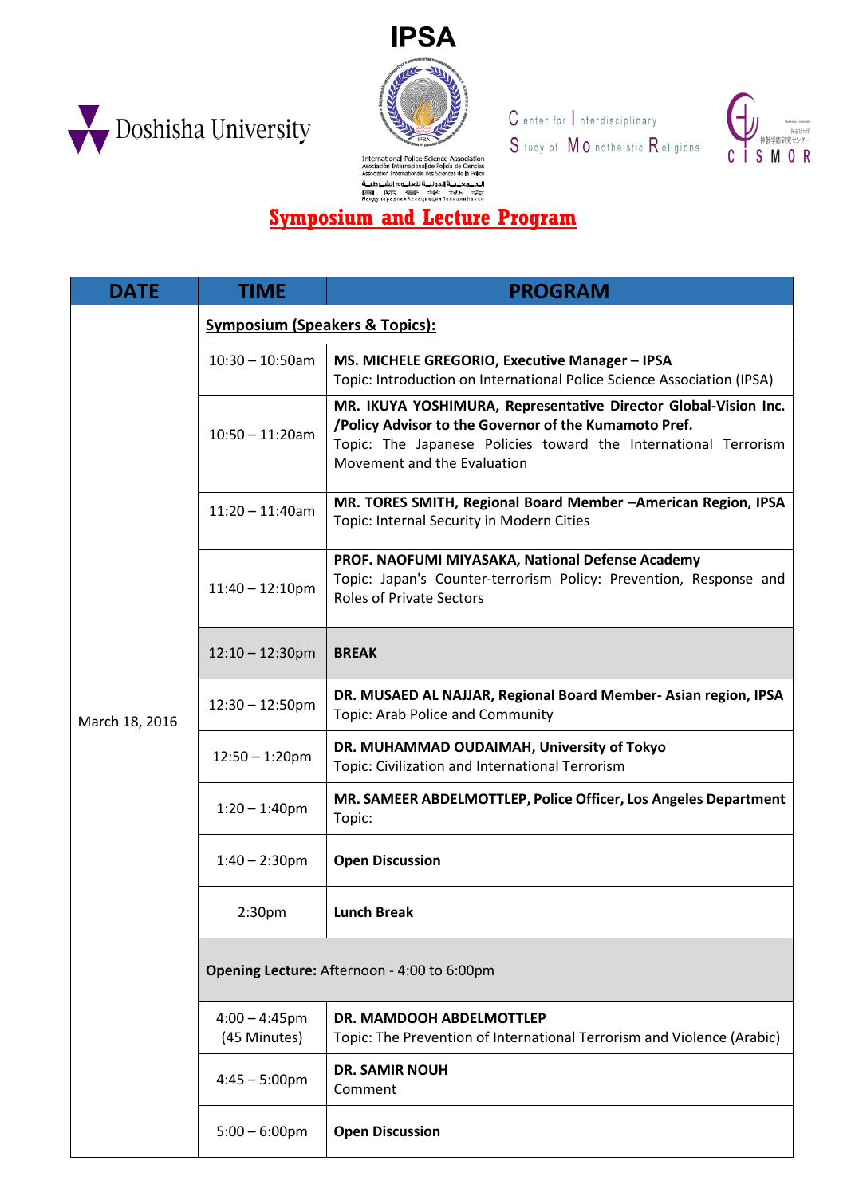IPSA

Doshisha University

International Police Science Association
Asociación Internacional de Policía de Ciencias
Association Internationale des Sciences de la Police
الجمعية الدولية للعلوم الشرطية
国際警学協会
Международная Ассоциация Полицейской Науки

Center for Interdisciplinary Study of Monotheistic Religions

CISMOR

# Symposium and Lecture Program

| DATE | TIME | PROGRAM |
|---|---|---|
| March 18, 2016 | **Symposium (Speakers & Topics):** | |
| | 10:30 – 10:50am | **MS. MICHELE GREGORIO, Executive Manager – IPSA**<br>Topic: Introduction on International Police Science Association (IPSA) |
| | 10:50 – 11:20am | **MR. IKUYA YOSHIMURA, Representative Director Global-Vision Inc. /Policy Advisor to the Governor of the Kumamoto Pref.**<br>Topic: The Japanese Policies toward the International Terrorism Movement and the Evaluation |
| | 11:20 – 11:40am | **MR. TORES SMITH, Regional Board Member –American Region, IPSA**<br>Topic: Internal Security in Modern Cities |
| | 11:40 – 12:10pm | **PROF. NAOFUMI MIYASAKA, National Defense Academy**<br>Topic: Japan's Counter-terrorism Policy: Prevention, Response and Roles of Private Sectors |
| | 12:10 – 12:30pm | **BREAK** |
| | 12:30 – 12:50pm | **DR. MUSAED AL NAJJAR, Regional Board Member- Asian region, IPSA**<br>Topic: Arab Police and Community |
| | 12:50 – 1:20pm | **DR. MUHAMMAD OUDAIMAH, University of Tokyo**<br>Topic: Civilization and International Terrorism |
| | 1:20 – 1:40pm | **MR. SAMEER ABDELMOTTLEP, Police Officer, Los Angeles Department**<br>Topic: |
| | 1:40 – 2:30pm | **Open Discussion** |
| | 2:30pm | **Lunch Break** |
| | **Opening Lecture:** Afternoon - 4:00 to 6:00pm | |
| | 4:00 – 4:45pm (45 Minutes) | **DR. MAMDOOH ABDELMOTTLEP**<br>Topic: The Prevention of International Terrorism and Violence (Arabic) |
| | 4:45 – 5:00pm | **DR. SAMIR NOUH**<br>Comment |
| | 5:00 – 6:00pm | **Open Discussion** |